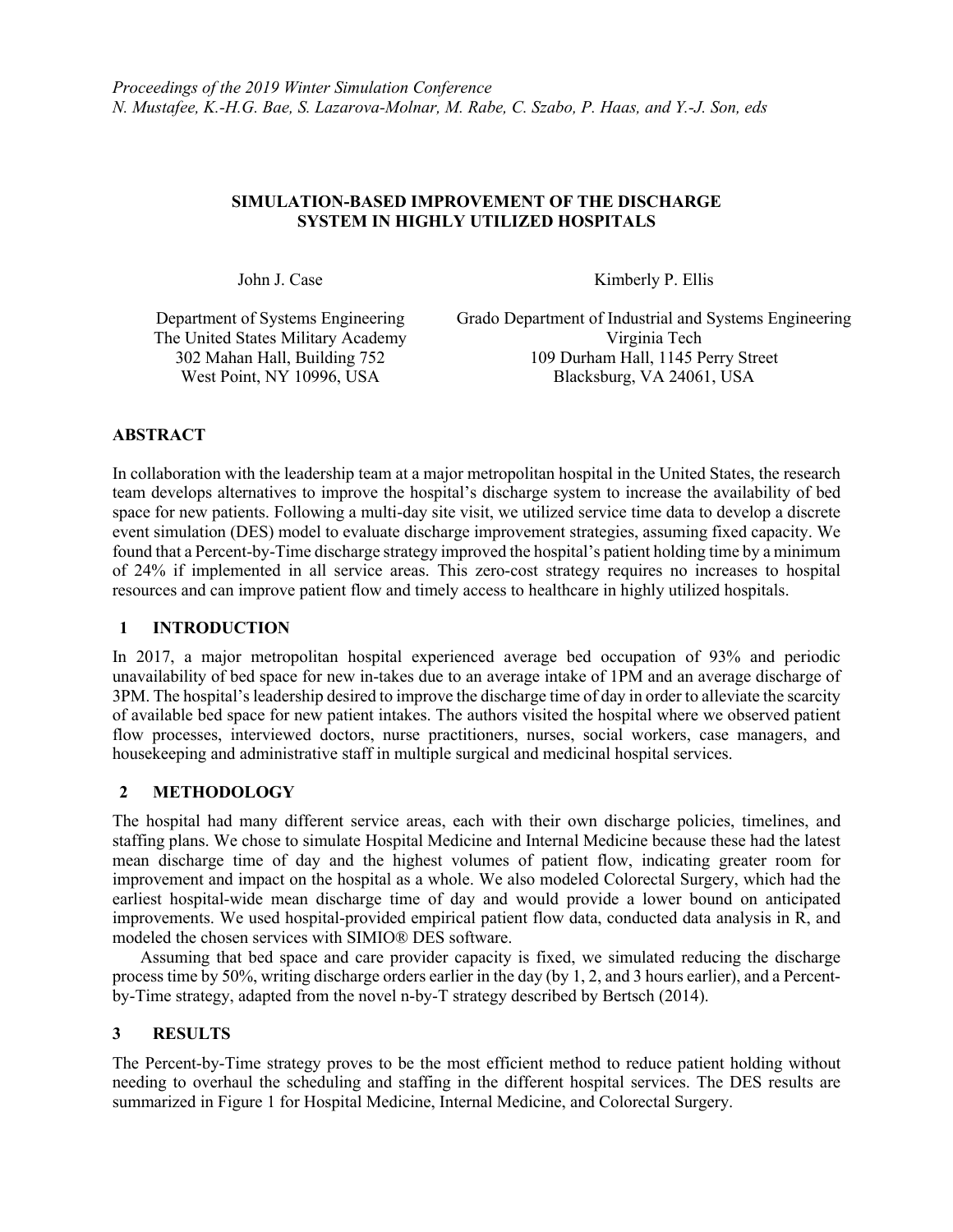*Proceedings of the 2019 Winter Simulation Conference*
*N. Mustafee, K.-H.G. Bae, S. Lazarova-Molnar, M. Rabe, C. Szabo, P. Haas, and Y.-J. Son, eds*

# SIMULATION-BASED IMPROVEMENT OF THE DISCHARGE SYSTEM IN HIGHLY UTILIZED HOSPITALS

John J. Case

Department of Systems Engineering
The United States Military Academy
302 Mahan Hall, Building 752
West Point, NY 10996, USA

Kimberly P. Ellis

Grado Department of Industrial and Systems Engineering
Virginia Tech
109 Durham Hall, 1145 Perry Street
Blacksburg, VA 24061, USA

## ABSTRACT

In collaboration with the leadership team at a major metropolitan hospital in the United States, the research team develops alternatives to improve the hospital's discharge system to increase the availability of bed space for new patients. Following a multi-day site visit, we utilized service time data to develop a discrete event simulation (DES) model to evaluate discharge improvement strategies, assuming fixed capacity. We found that a Percent-by-Time discharge strategy improved the hospital's patient holding time by a minimum of 24% if implemented in all service areas. This zero-cost strategy requires no increases to hospital resources and can improve patient flow and timely access to healthcare in highly utilized hospitals.

## 1 INTRODUCTION

In 2017, a major metropolitan hospital experienced average bed occupation of 93% and periodic unavailability of bed space for new in-takes due to an average intake of 1PM and an average discharge of 3PM. The hospital's leadership desired to improve the discharge time of day in order to alleviate the scarcity of available bed space for new patient intakes. The authors visited the hospital where we observed patient flow processes, interviewed doctors, nurse practitioners, nurses, social workers, case managers, and housekeeping and administrative staff in multiple surgical and medicinal hospital services.

## 2 METHODOLOGY

The hospital had many different service areas, each with their own discharge policies, timelines, and staffing plans. We chose to simulate Hospital Medicine and Internal Medicine because these had the latest mean discharge time of day and the highest volumes of patient flow, indicating greater room for improvement and impact on the hospital as a whole. We also modeled Colorectal Surgery, which had the earliest hospital-wide mean discharge time of day and would provide a lower bound on anticipated improvements. We used hospital-provided empirical patient flow data, conducted data analysis in R, and modeled the chosen services with SIMIO® DES software.

Assuming that bed space and care provider capacity is fixed, we simulated reducing the discharge process time by 50%, writing discharge orders earlier in the day (by 1, 2, and 3 hours earlier), and a Percent-by-Time strategy, adapted from the novel n-by-T strategy described by Bertsch (2014).

## 3 RESULTS

The Percent-by-Time strategy proves to be the most efficient method to reduce patient holding without needing to overhaul the scheduling and staffing in the different hospital services. The DES results are summarized in Figure 1 for Hospital Medicine, Internal Medicine, and Colorectal Surgery.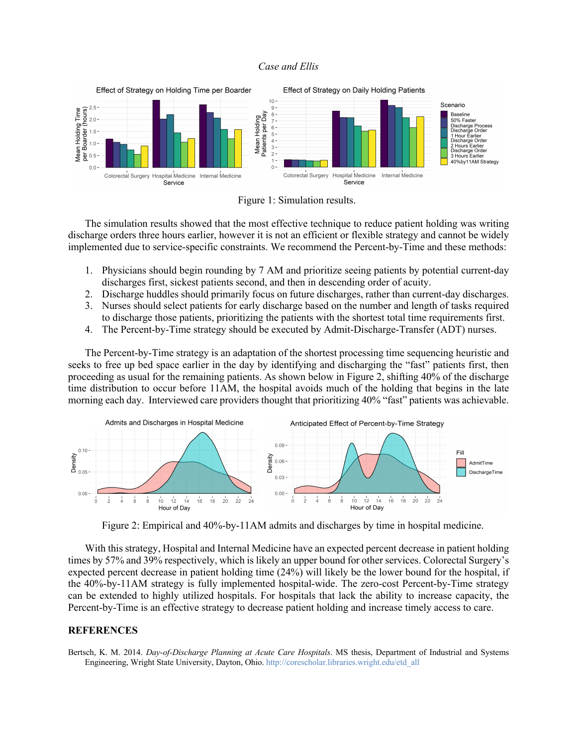Effect of Strategy on Holding Time per Boarder

Mean Holding Time per Boarder (hours)

2.5
2.0
1.5
1.0
0.5
0.0

Colorectal Surgery
Hospital Medicine
Internal Medicine

Service

Effect of Strategy on Daily Holding Patients

Mean Holding Patients per Day

10
9
8
7
6
5
4
3
2
1
0

Colorectal Surgery
Hospital Medicine
Internal Medicine

Service

Scenario
Baseline
50% Faster
Discharge Process
Discharge Order 1 Hour Earlier
Discharge Order 2 Hours Earlier
Discharge Order 3 Hours Earlier
40%by11AM Strategy

Figure 1: Simulation results.

The simulation results showed that the most effective technique to reduce patient holding was writing discharge orders three hours earlier, however it is not an efficient or flexible strategy and cannot be widely implemented due to service-specific constraints. We recommend the Percent-by-Time and these methods:

1. Physicians should begin rounding by 7 AM and prioritize seeing patients by potential current-day discharges first, sickest patients second, and then in descending order of acuity.
2. Discharge huddles should primarily focus on future discharges, rather than current-day discharges.
3. Nurses should select patients for early discharge based on the number and length of tasks required to discharge those patients, prioritizing the patients with the shortest total time requirements first.
4. The Percent-by-Time strategy should be executed by Admit-Discharge-Transfer (ADT) nurses.

The Percent-by-Time strategy is an adaptation of the shortest processing time sequencing heuristic and seeks to free up bed space earlier in the day by identifying and discharging the "fast" patients first, then proceeding as usual for the remaining patients. As shown below in Figure 2, shifting 40% of the discharge time distribution to occur before 11AM, the hospital avoids much of the holding that begins in the late morning each day. Interviewed care providers thought that prioritizing 40% "fast" patients was achievable.

Admits and Discharges in Hospital Medicine

Density

0.10
0.05
0.00

0 2 4 6 8 10 12 14 16 18 20 22 24

Hour of Day

Anticipated Effect of Percent-by-Time Strategy

Density

0.09
0.06
0.03
0.00

0 2 4 6 8 10 12 14 16 18 20 22 24

Hour of Day

Fill
AdmitTime
DischargeTime

Figure 2: Empirical and 40%-by-11AM admits and discharges by time in hospital medicine.

With this strategy, Hospital and Internal Medicine have an expected percent decrease in patient holding times by 57% and 39% respectively, which is likely an upper bound for other services. Colorectal Surgery's expected percent decrease in patient holding time (24%) will likely be the lower bound for the hospital, if the 40%-by-11AM strategy is fully implemented hospital-wide. The zero-cost Percent-by-Time strategy can be extended to highly utilized hospitals. For hospitals that lack the ability to increase capacity, the Percent-by-Time is an effective strategy to decrease patient holding and increase timely access to care.

## REFERENCES

Bertsch, K. M. 2014. *Day-of-Discharge Planning at Acute Care Hospitals*. MS thesis, Department of Industrial and Systems Engineering, Wright State University, Dayton, Ohio. http://corescholar.libraries.wright.edu/etd_all